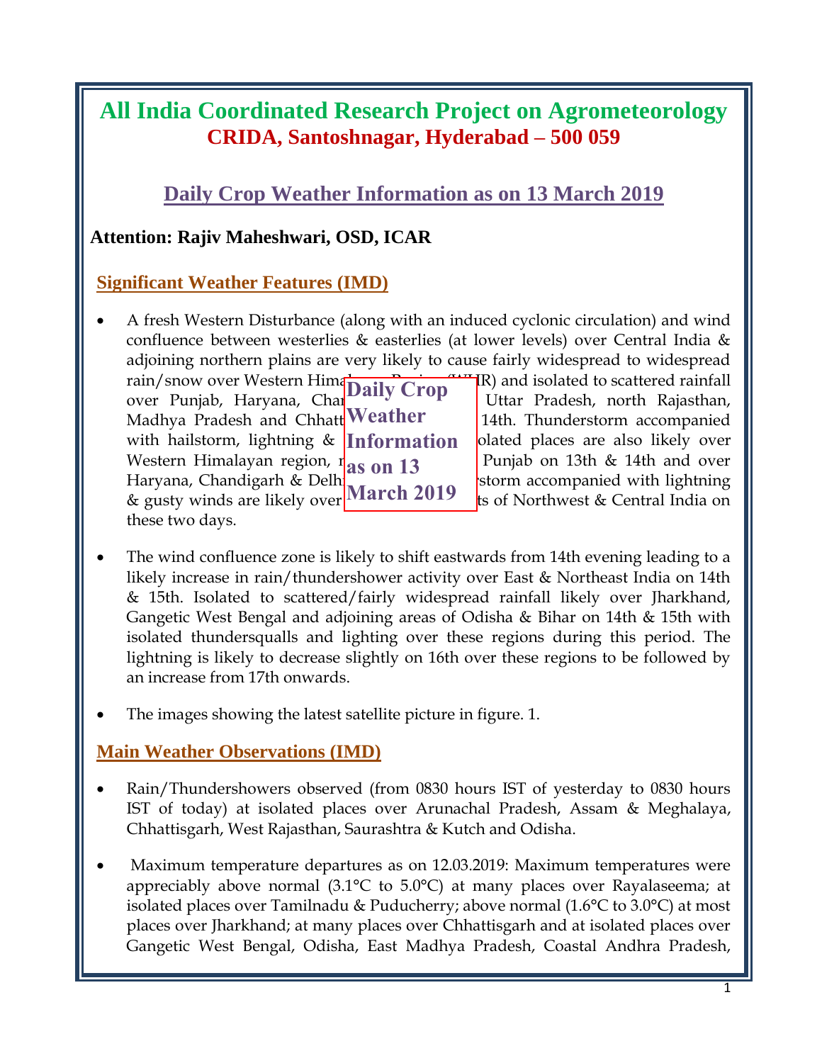# All India Coordinated Research Project on Agrometeorology

## CRIDA, Santoshnagar, Hyderabad – 500 059

## Daily Crop Weather Information as on 13 March 2019

**Attention: Rajiv Maheshwari, OSD, ICAR**

### Significant Weather Features (IMD)

- A fresh Western Disturbance (along with an induced cyclonic circulation) and wind confluence between westerlies & easterlies (at lower levels) over Central India & adjoining northern plains are very likely to cause fairly widespread to widespread rain/snow over Western Himalayan Region (WHR) and isolated to scattered rainfall over Punjab, Haryana, Chandigarh & Delhi, Uttar Pradesh, north Rajasthan, Madhya Pradesh and Chhattisgarh on 13th & 14th. Thunderstorm accompanied with hailstorm, lightning & gusty winds at isolated places are also likely over Western Himalayan region, north Rajasthan, Punjab on 13th & 14th and over Haryana, Chandigarh & Delhi on 14th. Thunderstorm accompanied with lightning & gusty winds are likely over remaining parts of Northwest & Central India on these two days.

- The wind confluence zone is likely to shift eastwards from 14th evening leading to a likely increase in rain/thundershower activity over East & Northeast India on 14th & 15th. Isolated to scattered/fairly widespread rainfall likely over Jharkhand, Gangetic West Bengal and adjoining areas of Odisha & Bihar on 14th & 15th with isolated thundersqualls and lighting over these regions during this period. The lightning is likely to decrease slightly on 16th over these regions to be followed by an increase from 17th onwards.

- The images showing the latest satellite picture in figure. 1.

### Main Weather Observations (IMD)

- Rain/Thundershowers observed (from 0830 hours IST of yesterday to 0830 hours IST of today) at isolated places over Arunachal Pradesh, Assam & Meghalaya, Chhattisgarh, West Rajasthan, Saurashtra & Kutch and Odisha.

- Maximum temperature departures as on 12.03.2019: Maximum temperatures were appreciably above normal (3.1°C to 5.0°C) at many places over Rayalaseema; at isolated places over Tamilnadu & Puducherry; above normal (1.6°C to 3.0°C) at most places over Jharkhand; at many places over Chhattisgarh and at isolated places over Gangetic West Bengal, Odisha, East Madhya Pradesh, Coastal Andhra Pradesh,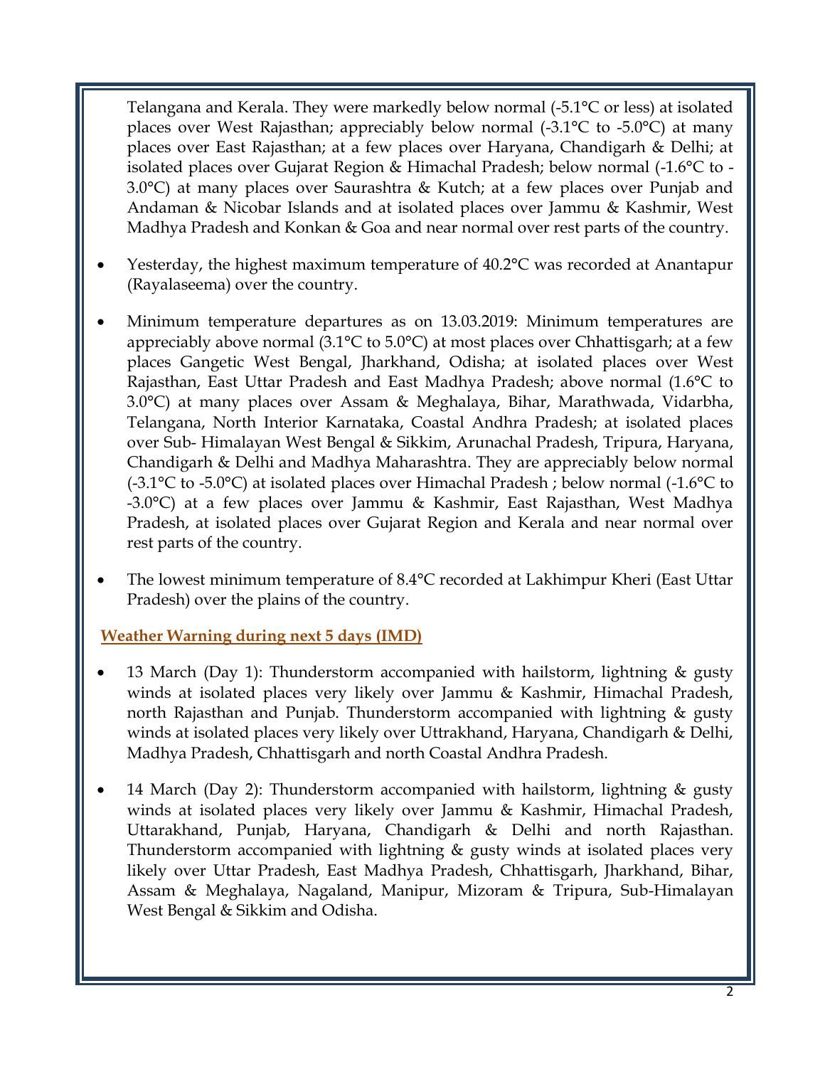Telangana and Kerala. They were markedly below normal (-5.1°C or less) at isolated places over West Rajasthan; appreciably below normal (-3.1°C to -5.0°C) at many places over East Rajasthan; at a few places over Haryana, Chandigarh & Delhi; at isolated places over Gujarat Region & Himachal Pradesh; below normal (-1.6°C to -3.0°C) at many places over Saurashtra & Kutch; at a few places over Punjab and Andaman & Nicobar Islands and at isolated places over Jammu & Kashmir, West Madhya Pradesh and Konkan & Goa and near normal over rest parts of the country.

- Yesterday, the highest maximum temperature of 40.2°C was recorded at Anantapur (Rayalaseema) over the country.
- Minimum temperature departures as on 13.03.2019: Minimum temperatures are appreciably above normal (3.1°C to 5.0°C) at most places over Chhattisgarh; at a few places Gangetic West Bengal, Jharkhand, Odisha; at isolated places over West Rajasthan, East Uttar Pradesh and East Madhya Pradesh; above normal (1.6°C to 3.0°C) at many places over Assam & Meghalaya, Bihar, Marathwada, Vidarbha, Telangana, North Interior Karnataka, Coastal Andhra Pradesh; at isolated places over Sub- Himalayan West Bengal & Sikkim, Arunachal Pradesh, Tripura, Haryana, Chandigarh & Delhi and Madhya Maharashtra. They are appreciably below normal (-3.1°C to -5.0°C) at isolated places over Himachal Pradesh ; below normal (-1.6°C to -3.0°C) at a few places over Jammu & Kashmir, East Rajasthan, West Madhya Pradesh, at isolated places over Gujarat Region and Kerala and near normal over rest parts of the country.
- The lowest minimum temperature of 8.4°C recorded at Lakhimpur Kheri (East Uttar Pradesh) over the plains of the country.

## Weather Warning during next 5 days (IMD)

- 13 March (Day 1): Thunderstorm accompanied with hailstorm, lightning & gusty winds at isolated places very likely over Jammu & Kashmir, Himachal Pradesh, north Rajasthan and Punjab. Thunderstorm accompanied with lightning & gusty winds at isolated places very likely over Uttrakhand, Haryana, Chandigarh & Delhi, Madhya Pradesh, Chhattisgarh and north Coastal Andhra Pradesh.
- 14 March (Day 2): Thunderstorm accompanied with hailstorm, lightning & gusty winds at isolated places very likely over Jammu & Kashmir, Himachal Pradesh, Uttarakhand, Punjab, Haryana, Chandigarh & Delhi and north Rajasthan. Thunderstorm accompanied with lightning & gusty winds at isolated places very likely over Uttar Pradesh, East Madhya Pradesh, Chhattisgarh, Jharkhand, Bihar, Assam & Meghalaya, Nagaland, Manipur, Mizoram & Tripura, Sub-Himalayan West Bengal & Sikkim and Odisha.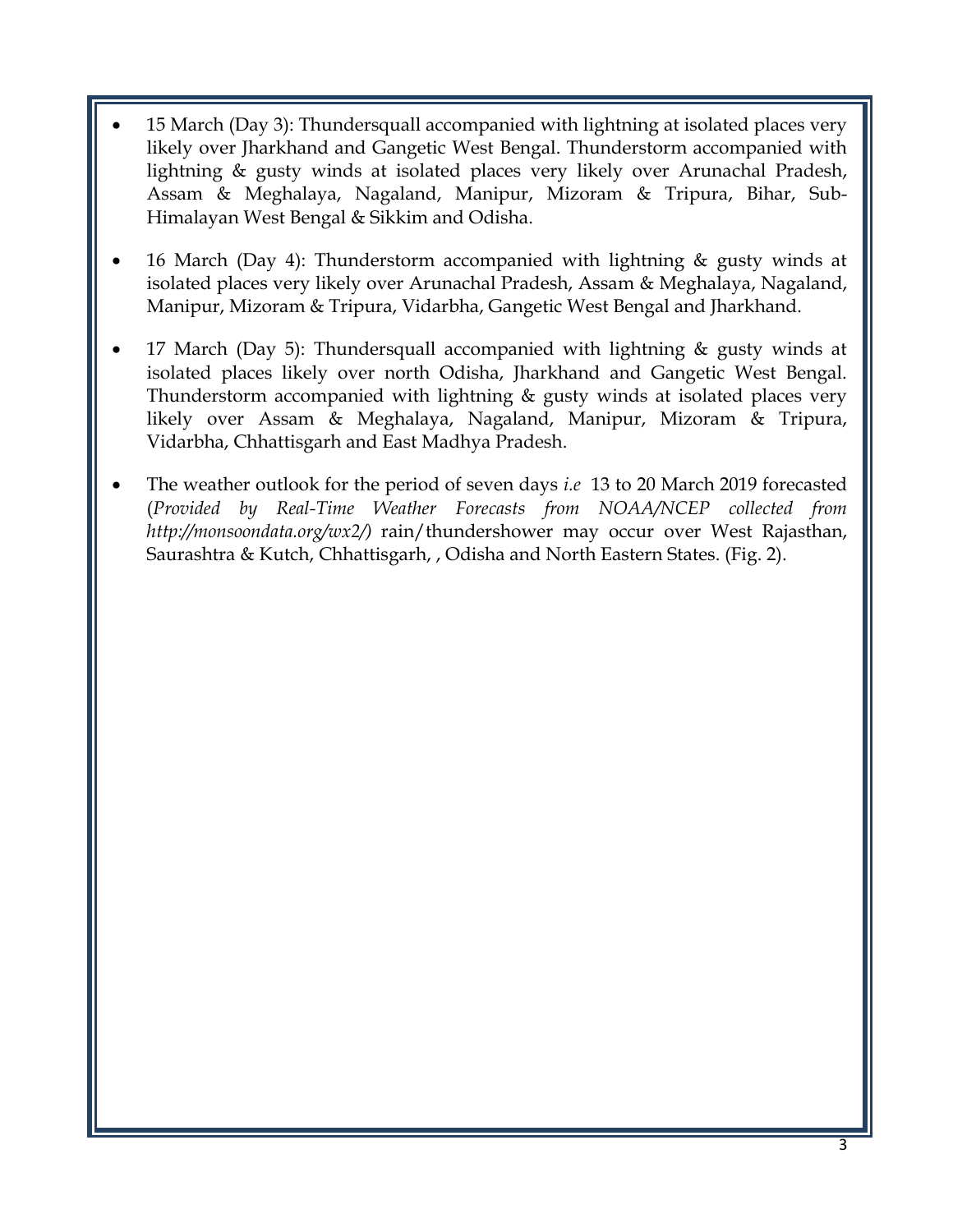- 15 March (Day 3): Thundersquall accompanied with lightning at isolated places very likely over Jharkhand and Gangetic West Bengal. Thunderstorm accompanied with lightning & gusty winds at isolated places very likely over Arunachal Pradesh, Assam & Meghalaya, Nagaland, Manipur, Mizoram & Tripura, Bihar, Sub-Himalayan West Bengal & Sikkim and Odisha.

- 16 March (Day 4): Thunderstorm accompanied with lightning & gusty winds at isolated places very likely over Arunachal Pradesh, Assam & Meghalaya, Nagaland, Manipur, Mizoram & Tripura, Vidarbha, Gangetic West Bengal and Jharkhand.

- 17 March (Day 5): Thundersquall accompanied with lightning & gusty winds at isolated places likely over north Odisha, Jharkhand and Gangetic West Bengal. Thunderstorm accompanied with lightning & gusty winds at isolated places very likely over Assam & Meghalaya, Nagaland, Manipur, Mizoram & Tripura, Vidarbha, Chhattisgarh and East Madhya Pradesh.

- The weather outlook for the period of seven days *i.e* 13 to 20 March 2019 forecasted (*Provided by Real-Time Weather Forecasts from NOAA/NCEP collected from http://monsoondata.org/wx2/)* rain/thundershower may occur over West Rajasthan, Saurashtra & Kutch, Chhattisgarh, , Odisha and North Eastern States. (Fig. 2).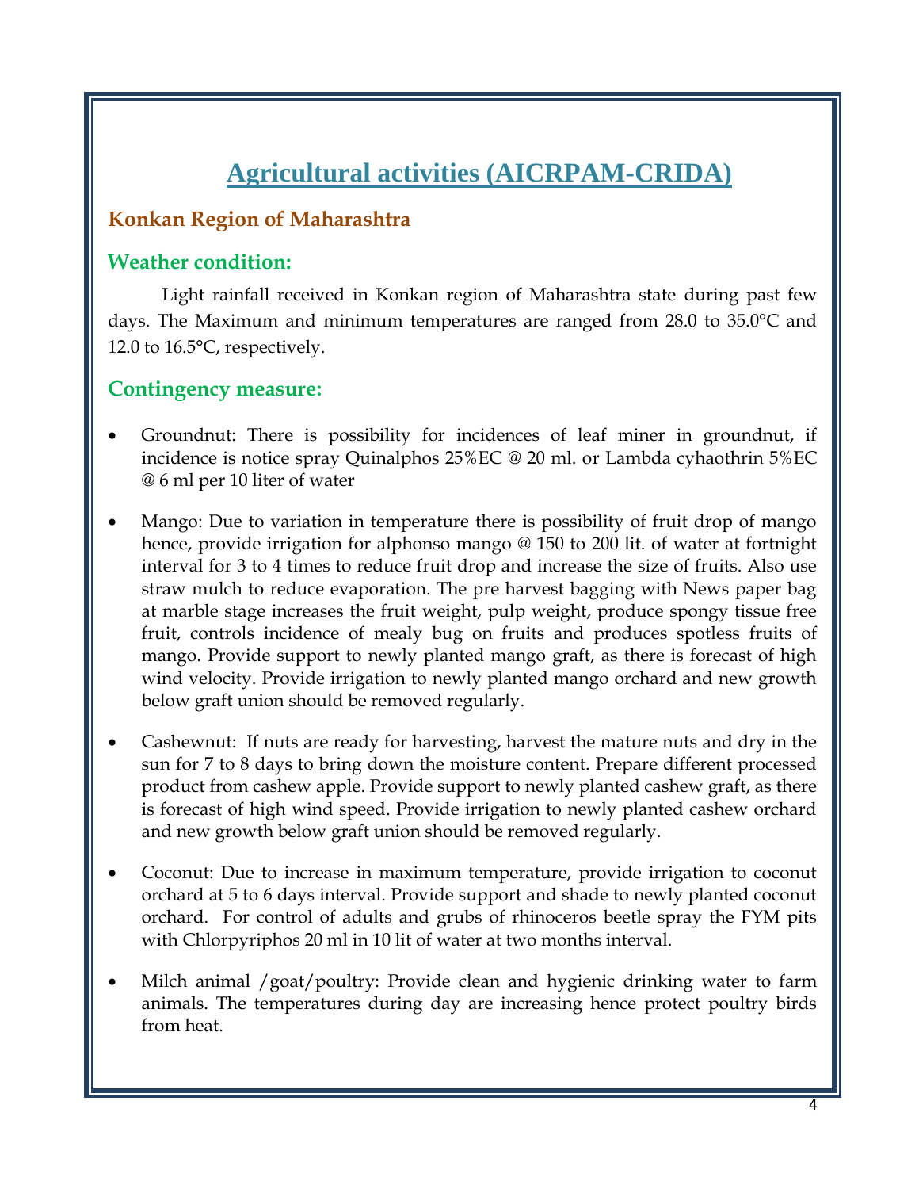# Agricultural activities (AICRPAM-CRIDA)

## Konkan Region of Maharashtra

### Weather condition:

Light rainfall received in Konkan region of Maharashtra state during past few days. The Maximum and minimum temperatures are ranged from 28.0 to 35.0°C and 12.0 to 16.5°C, respectively.

### Contingency measure:

- Groundnut: There is possibility for incidences of leaf miner in groundnut, if incidence is notice spray Quinalphos 25%EC @ 20 ml. or Lambda cyhaothrin 5%EC @ 6 ml per 10 liter of water
- Mango: Due to variation in temperature there is possibility of fruit drop of mango hence, provide irrigation for alphonso mango @ 150 to 200 lit. of water at fortnight interval for 3 to 4 times to reduce fruit drop and increase the size of fruits. Also use straw mulch to reduce evaporation. The pre harvest bagging with News paper bag at marble stage increases the fruit weight, pulp weight, produce spongy tissue free fruit, controls incidence of mealy bug on fruits and produces spotless fruits of mango. Provide support to newly planted mango graft, as there is forecast of high wind velocity. Provide irrigation to newly planted mango orchard and new growth below graft union should be removed regularly.
- Cashewnut: If nuts are ready for harvesting, harvest the mature nuts and dry in the sun for 7 to 8 days to bring down the moisture content. Prepare different processed product from cashew apple. Provide support to newly planted cashew graft, as there is forecast of high wind speed. Provide irrigation to newly planted cashew orchard and new growth below graft union should be removed regularly.
- Coconut: Due to increase in maximum temperature, provide irrigation to coconut orchard at 5 to 6 days interval. Provide support and shade to newly planted coconut orchard. For control of adults and grubs of rhinoceros beetle spray the FYM pits with Chlorpyriphos 20 ml in 10 lit of water at two months interval.
- Milch animal /goat/poultry: Provide clean and hygienic drinking water to farm animals. The temperatures during day are increasing hence protect poultry birds from heat.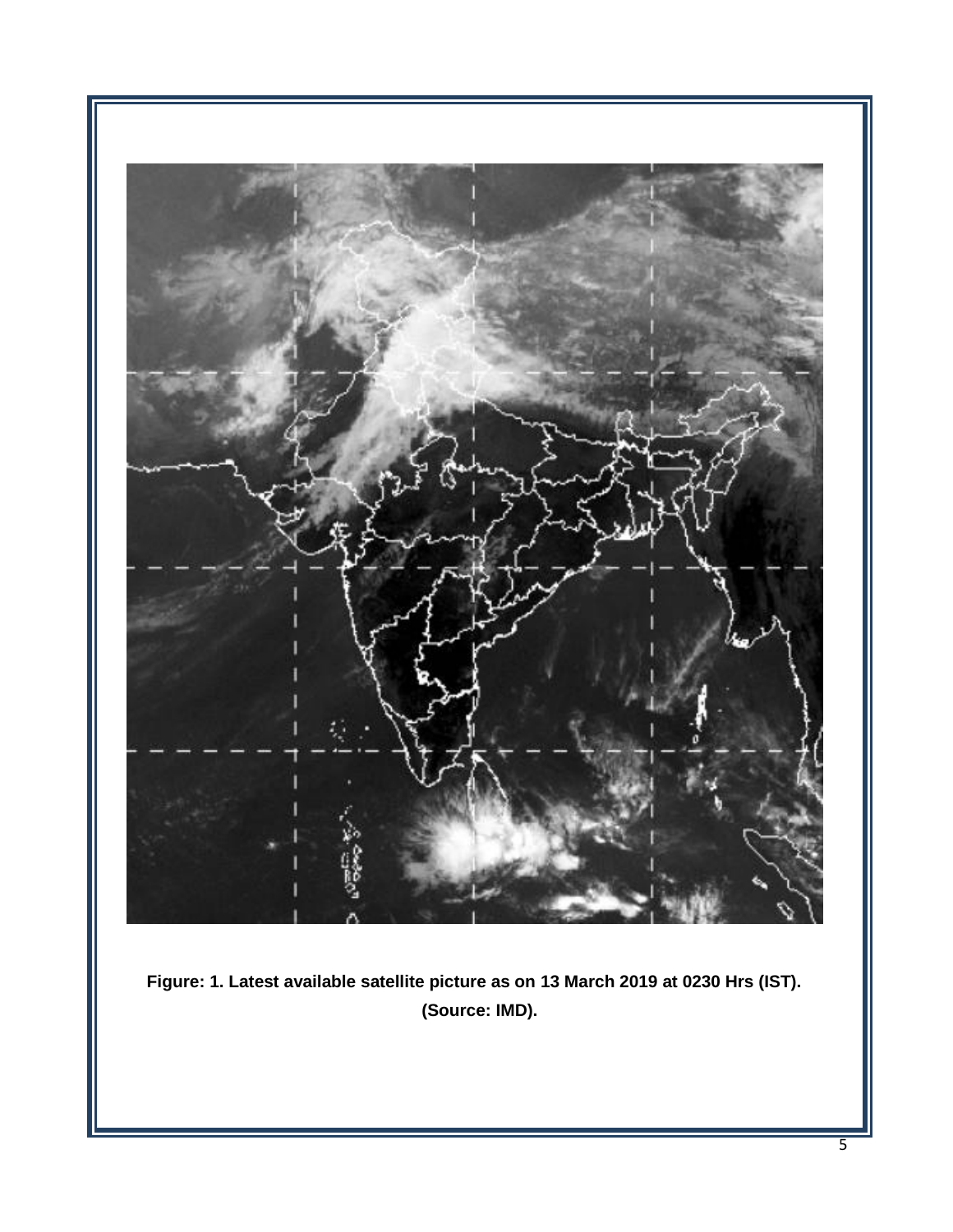**Figure: 1. Latest available satellite picture as on 13 March 2019 at 0230 Hrs (IST). (Source: IMD).**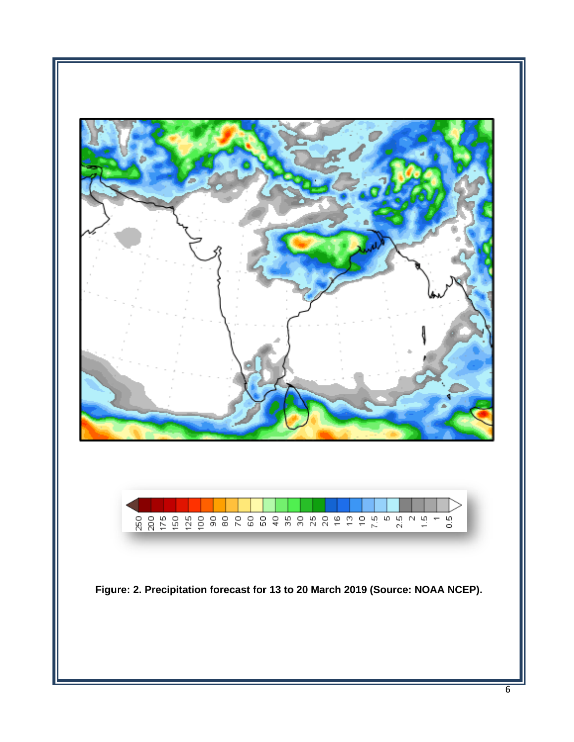250 200 175 150 125 100 90 80 70 60 50 40 35 30 25 20 16 13 10 7.5 5 2.5 2 1.5 1 0.5

**Figure: 2. Precipitation forecast for 13 to 20 March 2019 (Source: NOAA NCEP).**